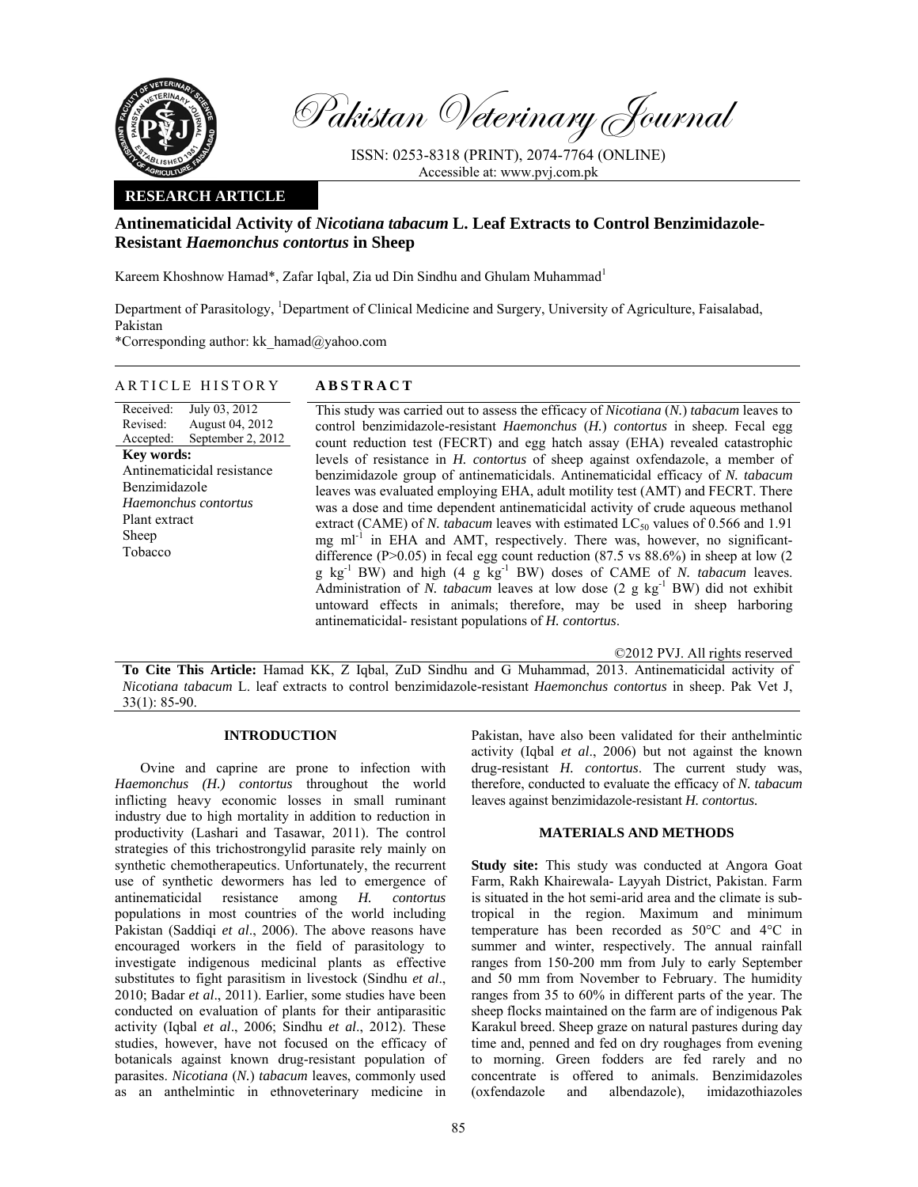Pakistan Veterinary Journal

ISSN: 0253-8318 (PRINT), 2074-7764 (ONLINE)
Accessible at: www.pvj.com.pk

**RESEARCH ARTICLE**

# Antinematicidal Activity of *Nicotiana tabacum* L. Leaf Extracts to Control Benzimidazole-Resistant *Haemonchus contortus* in Sheep

Kareem Khoshnow Hamad*, Zafar Iqbal, Zia ud Din Sindhu and Ghulam Muhammad[1]

Department of Parasitology, [1]Department of Clinical Medicine and Surgery, University of Agriculture, Faisalabad, Pakistan
*Corresponding author: kk_hamad@yahoo.com

## ARTICLE HISTORY

Received: July 03, 2012
Revised: August 04, 2012
Accepted: September 2, 2012

**Key words:**
Antinematicidal resistance
Benzimidazole
*Haemonchus contortus*
Plant extract
Sheep
Tobacco

## ABSTRACT

This study was carried out to assess the efficacy of *Nicotiana* (*N.*) *tabacum* leaves to control benzimidazole-resistant *Haemonchus* (*H.*) *contortus* in sheep. Fecal egg count reduction test (FECRT) and egg hatch assay (EHA) revealed catastrophic levels of resistance in *H. contortus* of sheep against oxfendazole, a member of benzimidazole group of antinematicidals. Antinematicidal efficacy of *N. tabacum* leaves was evaluated employing EHA, adult motility test (AMT) and FECRT. There was a dose and time dependent antinematicidal activity of crude aqueous methanol extract (CAME) of *N. tabacum* leaves with estimated $LC_{50}$ values of 0.566 and 1.91 mg $ml^{-1}$ in EHA and AMT, respectively. There was, however, no significant-difference (P>0.05) in fecal egg count reduction (87.5 vs 88.6%) in sheep at low (2 g $kg^{-1}$ BW) and high (4 g $kg^{-1}$ BW) doses of CAME of *N. tabacum* leaves. Administration of *N. tabacum* leaves at low dose (2 g $kg^{-1}$ BW) did not exhibit untoward effects in animals; therefore, may be used in sheep harboring antinematicidal- resistant populations of *H. contortus*.

©2012 PVJ. All rights reserved

**To Cite This Article:** Hamad KK, Z Iqbal, ZuD Sindhu and G Muhammad, 2013. Antinematicidal activity of *Nicotiana tabacum* L. leaf extracts to control benzimidazole-resistant *Haemonchus contortus* in sheep. Pak Vet J, 33(1): 85-90.

## INTRODUCTION

Ovine and caprine are prone to infection with *Haemonchus (H.) contortus* throughout the world inflicting heavy economic losses in small ruminant industry due to high mortality in addition to reduction in productivity (Lashari and Tasawar, 2011). The control strategies of this trichostrongylid parasite rely mainly on synthetic chemotherapeutics. Unfortunately, the recurrent use of synthetic dewormers has led to emergence of antinematicidal resistance among *H. contortus* populations in most countries of the world including Pakistan (Saddiqi *et al*., 2006). The above reasons have encouraged workers in the field of parasitology to investigate indigenous medicinal plants as effective substitutes to fight parasitism in livestock (Sindhu *et al*., 2010; Badar *et al*., 2011). Earlier, some studies have been conducted on evaluation of plants for their antiparasitic activity (Iqbal *et al*., 2006; Sindhu *et al*., 2012). These studies, however, have not focused on the efficacy of botanicals against known drug-resistant population of parasites. *Nicotiana* (*N.*) *tabacum* leaves, commonly used as an anthelmintic in ethnoveterinary medicine in Pakistan, have also been validated for their anthelmintic activity (Iqbal *et al*., 2006) but not against the known drug-resistant *H. contortus*. The current study was, therefore, conducted to evaluate the efficacy of *N. tabacum* leaves against benzimidazole-resistant *H. contortus.*

## MATERIALS AND METHODS

**Study site:** This study was conducted at Angora Goat Farm, Rakh Khairewala- Layyah District, Pakistan. Farm is situated in the hot semi-arid area and the climate is sub-tropical in the region. Maximum and minimum temperature has been recorded as 50°C and 4°C in summer and winter, respectively. The annual rainfall ranges from 150-200 mm from July to early September and 50 mm from November to February. The humidity ranges from 35 to 60% in different parts of the year. The sheep flocks maintained on the farm are of indigenous Pak Karakul breed. Sheep graze on natural pastures during day time and, penned and fed on dry roughages from evening to morning. Green fodders are fed rarely and no concentrate is offered to animals. Benzimidazoles (oxfendazole and albendazole), imidazothiazoles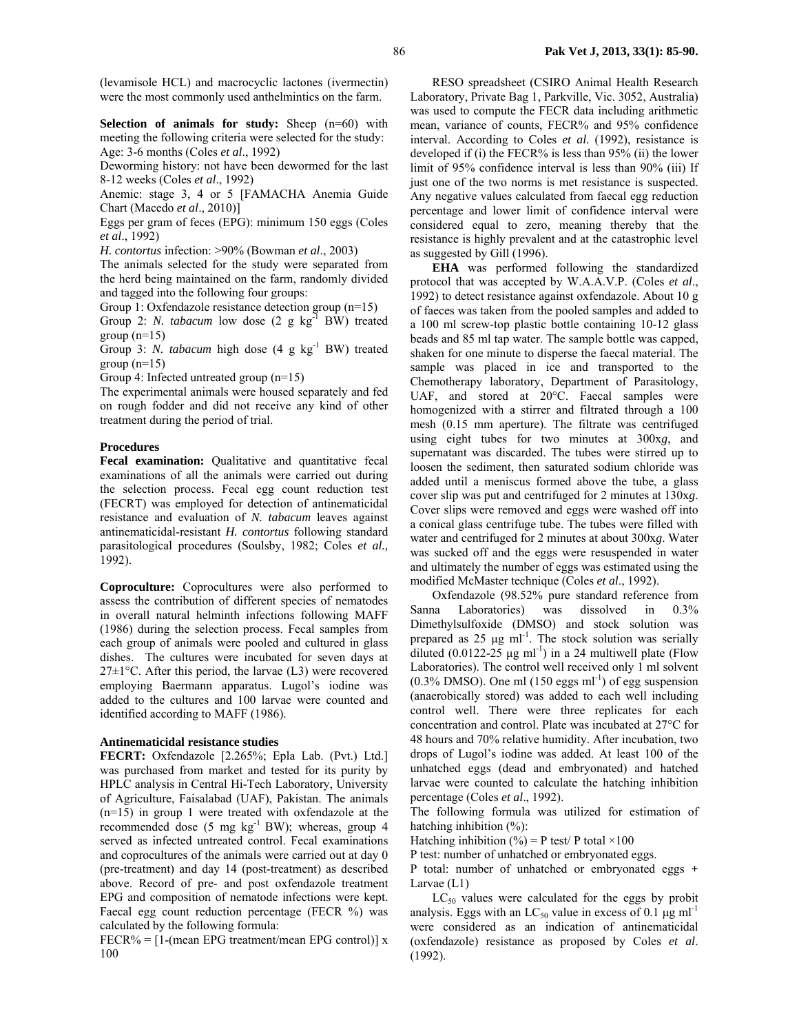(levamisole HCL) and macrocyclic lactones (ivermectin) were the most commonly used anthelmintics on the farm.

**Selection of animals for study:** Sheep (n=60) with meeting the following criteria were selected for the study:

Age: 3-6 months (Coles *et al*., 1992)

Deworming history: not have been dewormed for the last 8-12 weeks (Coles *et al*., 1992)

Anemic: stage 3, 4 or 5 [FAMACHA Anemia Guide Chart (Macedo *et al*., 2010)]

Eggs per gram of feces (EPG): minimum 150 eggs (Coles *et al*., 1992)

*H. contortus* infection: >90% (Bowman *et al*., 2003)

The animals selected for the study were separated from the herd being maintained on the farm, randomly divided and tagged into the following four groups:

Group 1: Oxfendazole resistance detection group (n=15)

Group 2: *N. tabacum* low dose (2 g $kg^{-1}$ BW) treated group (n=15)

Group 3: *N. tabacum* high dose (4 g $kg^{-1}$ BW) treated group (n=15)

Group 4: Infected untreated group (n=15)

The experimental animals were housed separately and fed on rough fodder and did not receive any kind of other treatment during the period of trial.

## Procedures

**Fecal examination:** Qualitative and quantitative fecal examinations of all the animals were carried out during the selection process. Fecal egg count reduction test (FECRT) was employed for detection of antinematicidal resistance and evaluation of *N. tabacum* leaves against antinematicidal-resistant *H. contortus* following standard parasitological procedures (Soulsby, 1982; Coles *et al.,* 1992).

**Coproculture:** Coprocultures were also performed to assess the contribution of different species of nematodes in overall natural helminth infections following MAFF (1986) during the selection process. Fecal samples from each group of animals were pooled and cultured in glass dishes. The cultures were incubated for seven days at 27±1°C. After this period, the larvae (L3) were recovered employing Baermann apparatus. Lugol's iodine was added to the cultures and 100 larvae were counted and identified according to MAFF (1986).

## Antinematicidal resistance studies

**FECRT:** Oxfendazole [2.265%; Epla Lab. (Pvt.) Ltd.] was purchased from market and tested for its purity by HPLC analysis in Central Hi-Tech Laboratory, University of Agriculture, Faisalabad (UAF), Pakistan. The animals (n=15) in group 1 were treated with oxfendazole at the recommended dose (5 mg $kg^{-1}$ BW); whereas, group 4 served as infected untreated control. Fecal examinations and coprocultures of the animals were carried out at day 0 (pre-treatment) and day 14 (post-treatment) as described above. Record of pre- and post oxfendazole treatment EPG and composition of nematode infections were kept. Faecal egg count reduction percentage (FECR %) was calculated by the following formula:

FECR% = [1-(mean EPG treatment/mean EPG control)] x 100

RESO spreadsheet (CSIRO Animal Health Research Laboratory, Private Bag 1, Parkville, Vic. 3052, Australia) was used to compute the FECR data including arithmetic mean, variance of counts, FECR% and 95% confidence interval. According to Coles *et al.* (1992), resistance is developed if (i) the FECR% is less than 95% (ii) the lower limit of 95% confidence interval is less than 90% (iii) If just one of the two norms is met resistance is suspected. Any negative values calculated from faecal egg reduction percentage and lower limit of confidence interval were considered equal to zero, meaning thereby that the resistance is highly prevalent and at the catastrophic level as suggested by Gill (1996).

**EHA** was performed following the standardized protocol that was accepted by W.A.A.V.P. (Coles *et al*., 1992) to detect resistance against oxfendazole. About 10 g of faeces was taken from the pooled samples and added to a 100 ml screw-top plastic bottle containing 10-12 glass beads and 85 ml tap water. The sample bottle was capped, shaken for one minute to disperse the faecal material. The sample was placed in ice and transported to the Chemotherapy laboratory, Department of Parasitology, UAF, and stored at 20°C. Faecal samples were homogenized with a stirrer and filtrated through a 100 mesh (0.15 mm aperture). The filtrate was centrifuged using eight tubes for two minutes at 300x*g*, and supernatant was discarded. The tubes were stirred up to loosen the sediment, then saturated sodium chloride was added until a meniscus formed above the tube, a glass cover slip was put and centrifuged for 2 minutes at 130x*g*. Cover slips were removed and eggs were washed off into a conical glass centrifuge tube. The tubes were filled with water and centrifuged for 2 minutes at about 300x*g*. Water was sucked off and the eggs were resuspended in water and ultimately the number of eggs was estimated using the modified McMaster technique (Coles *et al*., 1992).

Oxfendazole (98.52% pure standard reference from Sanna Laboratories) was dissolved in 0.3% Dimethylsulfoxide (DMSO) and stock solution was prepared as 25 µg $ml^{-1}$. The stock solution was serially diluted (0.0122-25 µg $ml^{-1}$) in a 24 multiwell plate (Flow Laboratories). The control well received only 1 ml solvent (0.3% DMSO). One ml (150 eggs $ml^{-1}$) of egg suspension (anaerobically stored) was added to each well including control well. There were three replicates for each concentration and control. Plate was incubated at 27°C for 48 hours and 70% relative humidity. After incubation, two drops of Lugol's iodine was added. At least 100 of the unhatched eggs (dead and embryonated) and hatched larvae were counted to calculate the hatching inhibition percentage (Coles *et al*., 1992).

The following formula was utilized for estimation of hatching inhibition (%):

Hatching inhibition (%) = P test/ P total ×100

P test: number of unhatched or embryonated eggs.

P total: number of unhatched or embryonated eggs + Larvae (L1)

$LC_{50}$ values were calculated for the eggs by probit analysis. Eggs with an $LC_{50}$ value in excess of 0.1 µg $ml^{-1}$ were considered as an indication of antinematicidal (oxfendazole) resistance as proposed by Coles *et al*. (1992).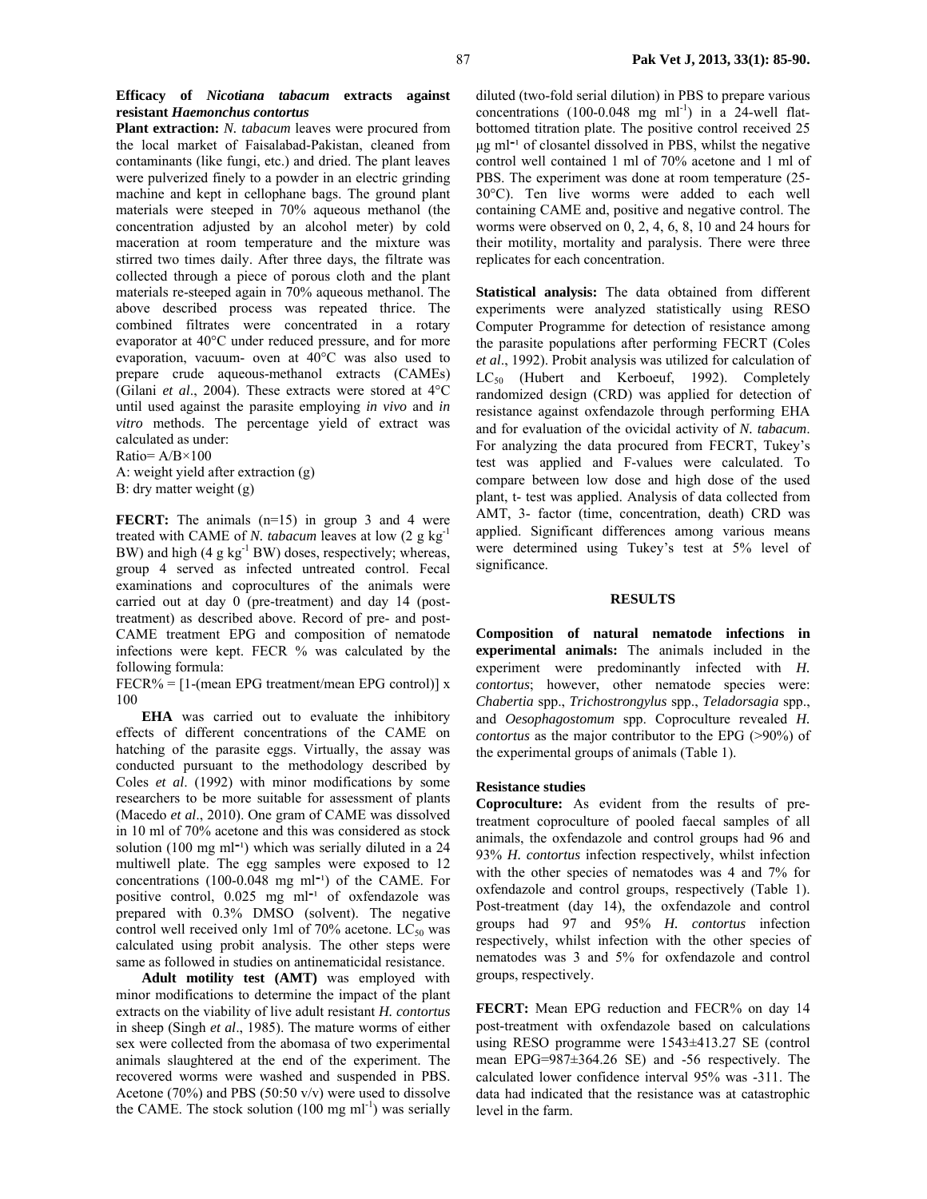**Efficacy of *Nicotiana tabacum* extracts against resistant *Haemonchus contortus***

**Plant extraction:** *N. tabacum* leaves were procured from the local market of Faisalabad-Pakistan, cleaned from contaminants (like fungi, etc.) and dried. The plant leaves were pulverized finely to a powder in an electric grinding machine and kept in cellophane bags. The ground plant materials were steeped in 70% aqueous methanol (the concentration adjusted by an alcohol meter) by cold maceration at room temperature and the mixture was stirred two times daily. After three days, the filtrate was collected through a piece of porous cloth and the plant materials re-steeped again in 70% aqueous methanol. The above described process was repeated thrice. The combined filtrates were concentrated in a rotary evaporator at 40°C under reduced pressure, and for more evaporation, vacuum- oven at 40°C was also used to prepare crude aqueous-methanol extracts (CAMEs) (Gilani *et al*., 2004). These extracts were stored at 4°C until used against the parasite employing *in vivo* and *in vitro* methods. The percentage yield of extract was calculated as under:

Ratio= A/B×100

A: weight yield after extraction (g)

B: dry matter weight (g)

**FECRT:** The animals (n=15) in group 3 and 4 were treated with CAME of *N. tabacum* leaves at low (2 g $kg^{-1}$ BW) and high (4 g $kg^{-1}$ BW) doses, respectively; whereas, group 4 served as infected untreated control. Fecal examinations and coprocultures of the animals were carried out at day 0 (pre-treatment) and day 14 (post-treatment) as described above. Record of pre- and post-CAME treatment EPG and composition of nematode infections were kept. FECR % was calculated by the following formula:

FECR% = [1-(mean EPG treatment/mean EPG control)] x 100

**EHA** was carried out to evaluate the inhibitory effects of different concentrations of the CAME on hatching of the parasite eggs. Virtually, the assay was conducted pursuant to the methodology described by Coles *et al*. (1992) with minor modifications by some researchers to be more suitable for assessment of plants (Macedo *et al*., 2010). One gram of CAME was dissolved in 10 ml of 70% acetone and this was considered as stock solution (100 mg $ml^{-1}$) which was serially diluted in a 24 multiwell plate. The egg samples were exposed to 12 concentrations (100-0.048 mg $ml^{-1}$) of the CAME. For positive control, 0.025 mg $ml^{-1}$ of oxfendazole was prepared with 0.3% DMSO (solvent). The negative control well received only 1ml of 70% acetone. $LC_{50}$ was calculated using probit analysis. The other steps were same as followed in studies on antinematicidal resistance.

**Adult motility test (AMT)** was employed with minor modifications to determine the impact of the plant extracts on the viability of live adult resistant *H. contortus* in sheep (Singh *et al*., 1985). The mature worms of either sex were collected from the abomasa of two experimental animals slaughtered at the end of the experiment. The recovered worms were washed and suspended in PBS. Acetone (70%) and PBS (50:50 v/v) were used to dissolve the CAME. The stock solution (100 mg $ml^{-1}$) was serially diluted (two-fold serial dilution) in PBS to prepare various concentrations (100-0.048 mg $ml^{-1}$) in a 24-well flat-bottomed titration plate. The positive control received 25 μg $ml^{-1}$ of closantel dissolved in PBS, whilst the negative control well contained 1 ml of 70% acetone and 1 ml of PBS. The experiment was done at room temperature (25-30°C). Ten live worms were added to each well containing CAME and, positive and negative control. The worms were observed on 0, 2, 4, 6, 8, 10 and 24 hours for their motility, mortality and paralysis. There were three replicates for each concentration.

**Statistical analysis:** The data obtained from different experiments were analyzed statistically using RESO Computer Programme for detection of resistance among the parasite populations after performing FECRT (Coles *et al*., 1992). Probit analysis was utilized for calculation of $LC_{50}$ (Hubert and Kerboeuf, 1992). Completely randomized design (CRD) was applied for detection of resistance against oxfendazole through performing EHA and for evaluation of the ovicidal activity of *N. tabacum*. For analyzing the data procured from FECRT, Tukey's test was applied and F-values were calculated. To compare between low dose and high dose of the used plant, t- test was applied. Analysis of data collected from AMT, 3- factor (time, concentration, death) CRD was applied. Significant differences among various means were determined using Tukey's test at 5% level of significance.

## RESULTS

**Composition of natural nematode infections in experimental animals:** The animals included in the experiment were predominantly infected with *H. contortus*; however, other nematode species were: *Chabertia* spp., *Trichostrongylus* spp., *Teladorsagia* spp., and *Oesophagostomum* spp. Coproculture revealed *H. contortus* as the major contributor to the EPG (>90%) of the experimental groups of animals (Table 1).

### Resistance studies

**Coproculture:** As evident from the results of pre-treatment coproculture of pooled faecal samples of all animals, the oxfendazole and control groups had 96 and 93% *H. contortus* infection respectively, whilst infection with the other species of nematodes was 4 and 7% for oxfendazole and control groups, respectively (Table 1). Post-treatment (day 14), the oxfendazole and control groups had 97 and 95% *H. contortus* infection respectively, whilst infection with the other species of nematodes was 3 and 5% for oxfendazole and control groups, respectively.

**FECRT:** Mean EPG reduction and FECR% on day 14 post-treatment with oxfendazole based on calculations using RESO programme were 1543±413.27 SE (control mean EPG=987±364.26 SE) and -56 respectively. The calculated lower confidence interval 95% was -311. The data had indicated that the resistance was at catastrophic level in the farm.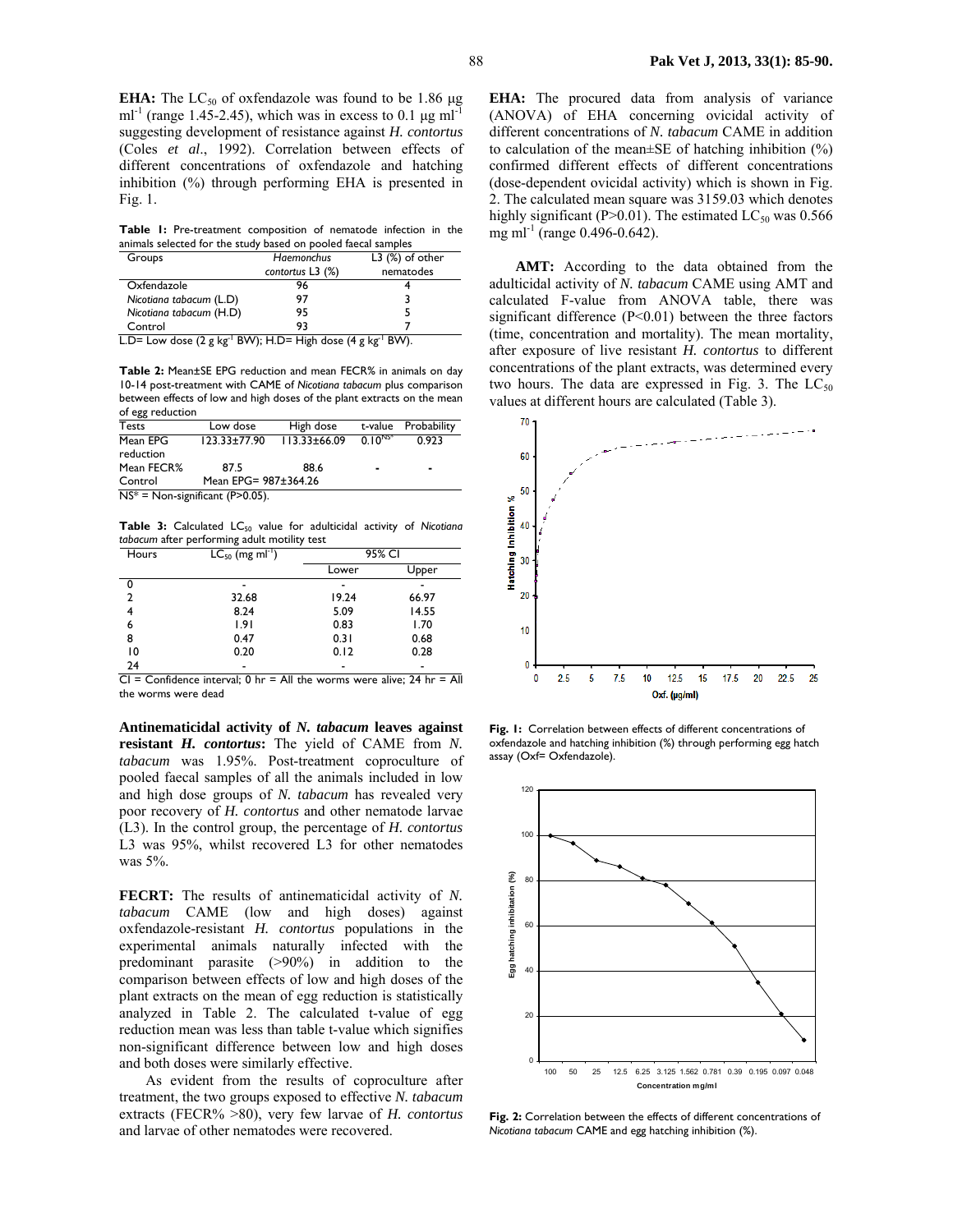**EHA:** The $LC_{50}$ of oxfendazole was found to be 1.86 µg $ml^{-1}$ (range 1.45-2.45), which was in excess to 0.1 µg $ml^{-1}$ suggesting development of resistance against *H. contortus* (Coles *et al*., 1992). Correlation between effects of different concentrations of oxfendazole and hatching inhibition (%) through performing EHA is presented in Fig. 1.

**Table 1:** Pre-treatment composition of nematode infection in the animals selected for the study based on pooled faecal samples

| Groups | *Haemonchus contortus* L3 (%) | L3 (%) of other nematodes |
|---|---|---|
| Oxfendazole | 96 | 4 |
| *Nicotiana tabacum* (L.D) | 97 | 3 |
| *Nicotiana tabacum* (H.D) | 95 | 5 |
| Control | 93 | 7 |

L.D= Low dose (2 g $kg^{-1}$ BW); H.D= High dose (4 g $kg^{-1}$ BW).

**Table 2:** Mean±SE EPG reduction and mean FECR% in animals on day 10-14 post-treatment with CAME of *Nicotiana tabacum* plus comparison between effects of low and high doses of the plant extracts on the mean of egg reduction

| Tests | Low dose | High dose | t-value | Probability |
|---|---|---|---|---|
| Mean EPG reduction | 123.33±77.90 | 113.33±66.09 | $0.10^{NS*}$ | 0.923 |
| Mean FECR% | 87.5 | 88.6 | - | - |
| Control | Mean EPG= 987±364.26 | | | |

NS* = Non-significant (P>0.05).

**Table 3:** Calculated $LC_{50}$ value for adulticidal activity of *Nicotiana tabacum* after performing adult motility test

| Hours | $LC_{50}$ (mg $ml^{-1}$) | 95% CI | |
|---|---|---|---|
| | | Lower | Upper |
| 0 | - | - | - |
| 2 | 32.68 | 19.24 | 66.97 |
| 4 | 8.24 | 5.09 | 14.55 |
| 6 | 1.91 | 0.83 | 1.70 |
| 8 | 0.47 | 0.31 | 0.68 |
| 10 | 0.20 | 0.12 | 0.28 |
| 24 | - | - | - |

CI = Confidence interval; 0 hr = All the worms were alive; 24 hr = All the worms were dead

**Antinematicidal activity of *N. tabacum* leaves against resistant *H. contortus*:** The yield of CAME from *N. tabacum* was 1.95%. Post-treatment coproculture of pooled faecal samples of all the animals included in low and high dose groups of *N. tabacum* has revealed very poor recovery of *H. contortus* and other nematode larvae (L3). In the control group, the percentage of *H. contortus* L3 was 95%, whilst recovered L3 for other nematodes was 5%.

**FECRT:** The results of antinematicidal activity of *N. tabacum* CAME (low and high doses) against oxfendazole-resistant *H. contortus* populations in the experimental animals naturally infected with the predominant parasite (>90%) in addition to the comparison between effects of low and high doses of the plant extracts on the mean of egg reduction is statistically analyzed in Table 2. The calculated t-value of egg reduction mean was less than table t-value which signifies non-significant difference between low and high doses and both doses were similarly effective.

As evident from the results of coproculture after treatment, the two groups exposed to effective *N. tabacum* extracts (FECR% >80), very few larvae of *H. contortus* and larvae of other nematodes were recovered.

**EHA:** The procured data from analysis of variance (ANOVA) of EHA concerning ovicidal activity of different concentrations of *N. tabacum* CAME in addition to calculation of the mean±SE of hatching inhibition (%) confirmed different effects of different concentrations (dose-dependent ovicidal activity) which is shown in Fig. 2. The calculated mean square was 3159.03 which denotes highly significant (P>0.01). The estimated $LC_{50}$ was 0.566 mg $ml^{-1}$ (range 0.496-0.642).

**AMT:** According to the data obtained from the adulticidal activity of *N. tabacum* CAME using AMT and calculated F-value from ANOVA table, there was significant difference (P<0.01) between the three factors (time, concentration and mortality). The mean mortality, after exposure of live resistant *H. contortus* to different concentrations of the plant extracts, was determined every two hours. The data are expressed in Fig. 3. The $LC_{50}$ values at different hours are calculated (Table 3).

**Fig. 1:** Correlation between effects of different concentrations of oxfendazole and hatching inhibition (%) through performing egg hatch assay (Oxf= Oxfendazole).

**Fig. 2:** Correlation between the effects of different concentrations of *Nicotiana tabacum* CAME and egg hatching inhibition (%).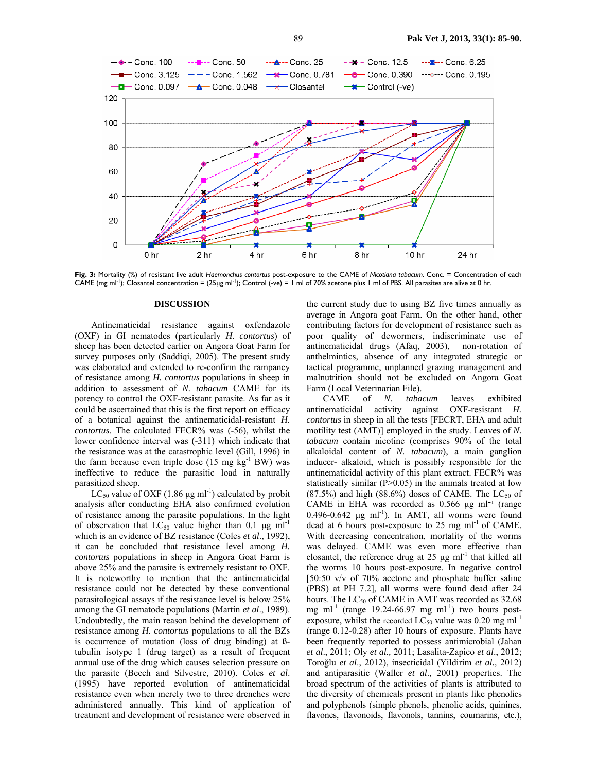**Fig. 3:** Mortality (%) of resistant live adult *Haemonchus contortus* post-exposure to the CAME of *Nicotiana tabacum*. Conc. = Concentration of each CAME (mg ml$^{-1}$); Closantel concentration = (25µg ml$^{-1}$); Control (-ve) = 1 ml of 70% acetone plus 1 ml of PBS. All parasites are alive at 0 hr.

## DISCUSSION

Antinematicidal resistance against oxfendazole (OXF) in GI nematodes (particularly *H. contortus*) of sheep has been detected earlier on Angora Goat Farm for survey purposes only (Saddiqi, 2005). The present study was elaborated and extended to re-confirm the rampancy of resistance among *H. contortus* populations in sheep in addition to assessment of *N. tabacum* CAME for its potency to control the OXF-resistant parasite. As far as it could be ascertained that this is the first report on efficacy of a botanical against the antinematicidal-resistant *H. contortus*. The calculated FECR% was (-56), whilst the lower confidence interval was (-311) which indicate that the resistance was at the catastrophic level (Gill, 1996) in the farm because even triple dose (15 mg kg$^{-1}$ BW) was ineffective to reduce the parasitic load in naturally parasitized sheep.

$LC_{50}$ value of OXF (1.86 µg ml$^{-1}$) calculated by probit analysis after conducting EHA also confirmed evolution of resistance among the parasite populations. In the light of observation that $LC_{50}$ value higher than 0.1 µg ml$^{-1}$ which is an evidence of BZ resistance (Coles *et al*., 1992), it can be concluded that resistance level among *H. contortus* populations in sheep in Angora Goat Farm is above 25% and the parasite is extremely resistant to OXF. It is noteworthy to mention that the antinematicidal resistance could not be detected by these conventional parasitological assays if the resistance level is below 25% among the GI nematode populations (Martin *et al*., 1989). Undoubtedly, the main reason behind the development of resistance among *H. contortus* populations to all the BZs is occurrence of mutation (loss of drug binding) at ß-tubulin isotype 1 (drug target) as a result of frequent annual use of the drug which causes selection pressure on the parasite (Beech and Silvestre, 2010). Coles *et al*. (1995) have reported evolution of antinematicidal resistance even when merely two to three drenches were administered annually. This kind of application of treatment and development of resistance were observed in the current study due to using BZ five times annually as average in Angora goat Farm. On the other hand, other contributing factors for development of resistance such as poor quality of dewormers, indiscriminate use of antinematicidal drugs (Afaq, 2003), non-rotation of anthelmintics, absence of any integrated strategic or tactical programme, unplanned grazing management and malnutrition should not be excluded on Angora Goat Farm (Local Veterinarian File).

CAME of *N. tabacum* leaves exhibited antinematicidal activity against OXF-resistant *H. contortus* in sheep in all the tests [FECRT, EHA and adult motility test (AMT)] employed in the study. Leaves of *N. tabacum* contain nicotine (comprises 90% of the total alkaloidal content of *N. tabacum*), a main ganglion inducer- alkaloid, which is possibly responsible for the antinematicidal activity of this plant extract. FECR% was statistically similar (P>0.05) in the animals treated at low (87.5%) and high (88.6%) doses of CAME. The $LC_{50}$ of CAME in EHA was recorded as 0.566 µg ml$^{-1}$ (range 0.496-0.642 µg ml$^{-1}$). In AMT, all worms were found dead at 6 hours post-exposure to 25 mg ml$^{-1}$ of CAME. With decreasing concentration, mortality of the worms was delayed. CAME was even more effective than closantel, the reference drug at 25 µg ml$^{-1}$ that killed all the worms 10 hours post-exposure. In negative control [50:50 v/v of 70% acetone and phosphate buffer saline (PBS) at PH 7.2], all worms were found dead after 24 hours. The $LC_{50}$ of CAME in AMT was recorded as 32.68 mg ml$^{-1}$ (range 19.24-66.97 mg ml$^{-1}$) two hours post-exposure, whilst the recorded $LC_{50}$ value was 0.20 mg ml$^{-1}$ (range 0.12-0.28) after 10 hours of exposure. Plants have been frequently reported to possess antimicrobial (Jahan *et al*., 2011; Oly *et al.,* 2011; Lasalita-Zapico *et al*., 2012; Toroğlu *et al*., 2012), insecticidal (Yildirim *et al.,* 2012) and antiparasitic (Waller *et al*., 2001) properties. The broad spectrum of the activities of plants is attributed to the diversity of chemicals present in plants like phenolics and polyphenols (simple phenols, phenolic acids, quinines, flavones, flavonoids, flavonols, tannins, coumarins, etc.),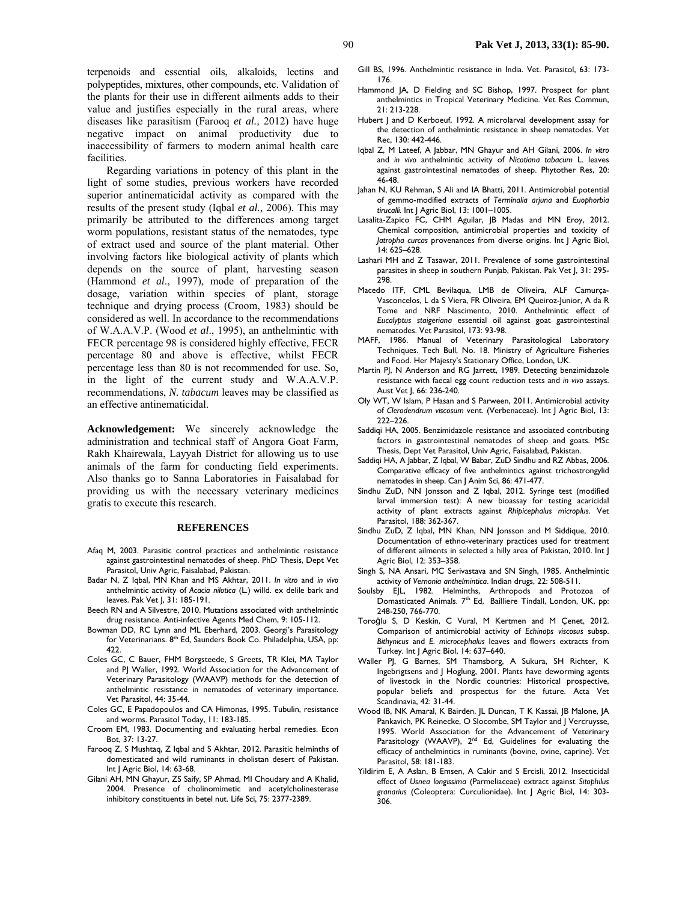terpenoids and essential oils, alkaloids, lectins and polypeptides, mixtures, other compounds, etc. Validation of the plants for their use in different ailments adds to their value and justifies especially in the rural areas, where diseases like parasitism (Farooq *et al.,* 2012) have huge negative impact on animal productivity due to inaccessibility of farmers to modern animal health care facilities.

Regarding variations in potency of this plant in the light of some studies, previous workers have recorded superior antinematicidal activity as compared with the results of the present study (Iqbal *et al.,* 2006). This may primarily be attributed to the differences among target worm populations, resistant status of the nematodes, type of extract used and source of the plant material. Other involving factors like biological activity of plants which depends on the source of plant, harvesting season (Hammond *et al*., 1997), mode of preparation of the dosage, variation within species of plant, storage technique and drying process (Croom, 1983) should be considered as well. In accordance to the recommendations of W.A.A.V.P. (Wood *et al*., 1995), an anthelmintic with FECR percentage 98 is considered highly effective, FECR percentage 80 and above is effective, whilst FECR percentage less than 80 is not recommended for use. So, in the light of the current study and W.A.A.V.P. recommendations, *N. tabacum* leaves may be classified as an effective antinematicidal.

**Acknowledgement:** We sincerely acknowledge the administration and technical staff of Angora Goat Farm, Rakh Khairewala, Layyah District for allowing us to use animals of the farm for conducting field experiments. Also thanks go to Sanna Laboratories in Faisalabad for providing us with the necessary veterinary medicines gratis to execute this research.

## REFERENCES

Afaq M, 2003. Parasitic control practices and anthelmintic resistance against gastrointestinal nematodes of sheep. PhD Thesis, Dept Vet Parasitol, Univ Agric, Faisalabad, Pakistan.

Badar N, Z Iqbal, MN Khan and MS Akhtar, 2011. *In vitro* and *in vivo* anthelmintic activity of *Acacia nilotica* (L.) willd. ex delile bark and leaves. Pak Vet J, 31: 185-191.

Beech RN and A Silvestre, 2010. Mutations associated with anthelmintic drug resistance. Anti-infective Agents Med Chem, 9: 105-112.

Bowman DD, RC Lynn and ML Eberhard, 2003. Georgi's Parasitology for Veterinarians. 8th Ed, Saunders Book Co. Philadelphia, USA, pp: 422.

Coles GC, C Bauer, FHM Borgsteede, S Greets, TR Klei, MA Taylor and PJ Waller, 1992. World Association for the Advancement of Veterinary Parasitology (WAAVP) methods for the detection of anthelmintic resistance in nematodes of veterinary importance. Vet Parasitol, 44: 35-44.

Coles GC, E Papadopoulos and CA Himonas, 1995. Tubulin, resistance and worms. Parasitol Today, 11: 183-185.

Croom EM, 1983. Documenting and evaluating herbal remedies. Econ Bot, 37: 13-27.

Farooq Z, S Mushtaq, Z Iqbal and S Akhtar, 2012. Parasitic helminths of domesticated and wild ruminants in cholistan desert of Pakistan. Int J Agric Biol, 14: 63-68.

Gilani AH, MN Ghayur, ZS Saify, SP Ahmad, MI Choudary and A Khalid, 2004. Presence of cholinomimetic and acetylcholinesterase inhibitory constituents in betel nut. Life Sci, 75: 2377-2389.

Gill BS, 1996. Anthelmintic resistance in India. Vet. Parasitol, 63: 173-176.

Hammond JA, D Fielding and SC Bishop, 1997. Prospect for plant anthelmintics in Tropical Veterinary Medicine. Vet Res Commun, 21: 213-228.

Hubert J and D Kerboeuf, 1992. A microlarval development assay for the detection of anthelmintic resistance in sheep nematodes. Vet Rec, 130: 442-446.

Iqbal Z, M Lateef, A Jabbar, MN Ghayur and AH Gilani, 2006. *In vitro* and *in vivo* anthelmintic activity of *Nicotiana tabacum* L. leaves against gastrointestinal nematodes of sheep. Phytother Res, 20: 46-48.

Jahan N, KU Rehman, S Ali and IA Bhatti, 2011. Antimicrobial potential of gemmo-modified extracts of *Terminalia arjuna* and *Euophorbia tirucalli.* Int J Agric Biol, 13: 1001–1005.

Lasalita-Zapico FC, CHM Aguilar, JB Madas and MN Eroy, 2012. Chemical composition, antimicrobial properties and toxicity of *Jatropha curcas* provenances from diverse origins. Int J Agric Biol, 14: 625–628.

Lashari MH and Z Tasawar, 2011. Prevalence of some gastrointestinal parasites in sheep in southern Punjab, Pakistan. Pak Vet J, 31: 295-298.

Macedo ITF, CML Bevilaqua, LMB de Oliveira, ALF Camurça-Vasconcelos, L da S Viera, FR Oliveira, EM Queiroz-Junior, A da R Tome and NRF Nascimento, 2010. Anthelmintic effect of *Eucalyptus staigeriana* essential oil against goat gastrointestinal nematodes. Vet Parasitol, 173: 93-98.

MAFF, 1986. Manual of Veterinary Parasitological Laboratory Techniques. Tech Bull, No. 18. Ministry of Agriculture Fisheries and Food. Her Majesty's Stationary Office, London, UK.

Martin PJ, N Anderson and RG Jarrett, 1989. Detecting benzimidazole resistance with faecal egg count reduction tests and *in vivo* assays. Aust Vet J, 66: 236-240.

Oly WT, W Islam, P Hasan and S Parween, 2011. Antimicrobial activity of *Clerodendrum viscosum* vent. (Verbenaceae). Int J Agric Biol, 13: 222–226.

Saddiqi HA, 2005. Benzimidazole resistance and associated contributing factors in gastrointestinal nematodes of sheep and goats. MSc Thesis, Dept Vet Parasitol, Univ Agric, Faisalabad, Pakistan.

Saddiqi HA, A Jabbar, Z Iqbal, W Babar, ZuD Sindhu and RZ Abbas, 2006. Comparative efficacy of five anthelmintics against trichostrongylid nematodes in sheep. Can J Anim Sci, 86: 471-477.

Sindhu ZuD, NN Jonsson and Z Iqbal, 2012. Syringe test (modified larval immersion test): A new bioassay for testing acaricidal activity of plant extracts against *Rhipicephalus microplus*. Vet Parasitol, 188: 362-367.

Sindhu ZuD, Z Iqbal, MN Khan, NN Jonsson and M Siddique, 2010. Documentation of ethno-veterinary practices used for treatment of different ailments in selected a hilly area of Pakistan, 2010. Int J Agric Biol, 12: 353–358.

Singh S, NA Ansari, MC Serivastava and SN Singh, 1985. Anthelmintic activity of *Vernonia anthelmintica*. Indian drugs, 22: 508-511.

Soulsby EJL, 1982. Helminths, Arthropods and Protozoa of Domasticated Animals. 7th Ed, Bailliere Tindall, London, UK, pp: 248-250, 766-770.

Toroğlu S, D Keskin, C Vural, M Kertmen and M Çenet, 2012. Comparison of antimicrobial activity of *Echinops viscosus* subsp. *Bithynicus* and *E. microcephalus* leaves and flowers extracts from Turkey. Int J Agric Biol, 14: 637–640.

Waller PJ, G Barnes, SM Thamsborg, A Sukura, SH Richter, K Ingebrigtsens and J Hoglung, 2001. Plants have deworming agents of livestock in the Nordic countries: Historical prospective, popular beliefs and prospectus for the future. Acta Vet Scandinavia, 42: 31-44.

Wood IB, NK Amaral, K Bairden, JL Duncan, T K Kassai, JB Malone, JA Pankavich, PK Reinecke, O Slocombe, SM Taylor and J Vercruysse, 1995. World Association for the Advancement of Veterinary Parasitology (WAAVP), 2nd Ed, Guidelines for evaluating the efficacy of anthelmintics in ruminants (bovine, ovine, caprine). Vet Parasitol, 58: 181-183.

Yildirim E, A Aslan, B Emsen, A Cakir and S Ercisli, 2012. Insecticidal effect of *Usnea longissima* (Parmeliaceae) extract against *Sitophilus granarius* (Coleoptera: Curculionidae). Int J Agric Biol, 14: 303-306.